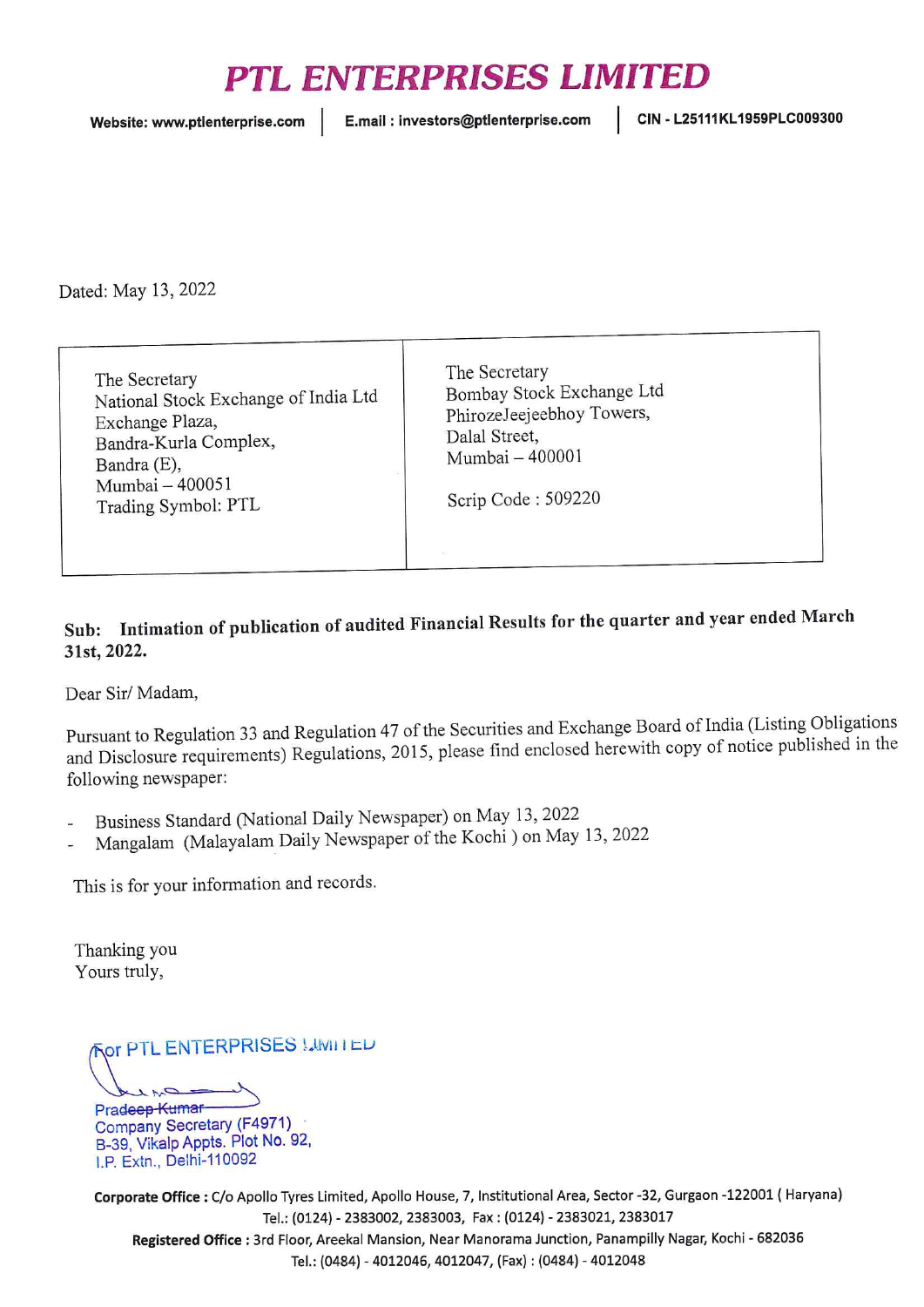# PTL ENTERPRISES LIMITED

**Website: www.ptlenterprise.com** | **E.mail : investors@ptlenterprise.com** | **CIN - L25111KL1959PLC009300**

Dated: May 13, 2022

| The Secretary<br>National Stock Exchange of India Ltd<br>Exchange Plaza,<br>Bandra-Kurla Complex,<br>Bandra (E),<br>Mumbai – 400051<br>Trading Symbol: PTL | The Secretary<br>Bombay Stock Exchange Ltd<br>PhirozeJeejeebhoy Towers,<br>Dalal Street,<br>Mumbai – 400001<br><br>Scrip Code : 509220 |
|---|---|

**Sub: Intimation of publication of audited Financial Results for the quarter and year ended March 31st, 2022.**

Dear Sir/ Madam,

Pursuant to Regulation 33 and Regulation 47 of the Securities and Exchange Board of India (Listing Obligations and Disclosure requirements) Regulations, 2015, please find enclosed herewith copy of notice published in the following newspaper:

- Business Standard (National Daily Newspaper) on May 13, 2022
- Mangalam (Malayalam Daily Newspaper of the Kochi ) on May 13, 2022

This is for your information and records.

Thanking you
Yours truly,

For PTL ENTERPRISES LIMITED

Pradeep Kumar
Company Secretary (F4971)
B-39, Vikalp Appts. Plot No. 92,
I.P. Extn., Delhi-110092

**Corporate Office :** C/o Apollo Tyres Limited, Apollo House, 7, Institutional Area, Sector -32, Gurgaon -122001 ( Haryana)
Tel.: (0124) - 2383002, 2383003, Fax : (0124) - 2383021, 2383017
**Registered Office :** 3rd Floor, Areekal Mansion, Near Manorama Junction, Panampilly Nagar, Kochi - 682036
Tel.: (0484) - 4012046, 4012047, (Fax) : (0484) - 4012048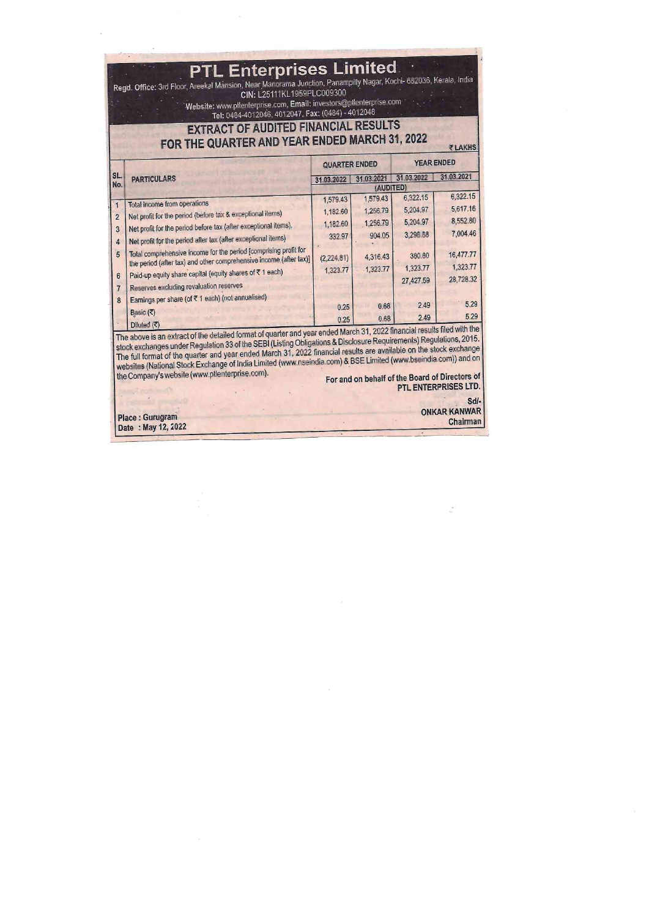# PTL Enterprises Limited

Regd. Office: 3rd Floor, Areekal Mansion, Near Manorama Junction, Panampilly Nagar, Kochi- 682036, Kerala, India
CIN: L25111KL1959PLC009300
Website: www.ptlenterprise.com, Email: investors@ptlenterprise.com
Tel: 0484-4012046, 4012047, Fax: (0484) - 4012048

## EXTRACT OF AUDITED FINANCIAL RESULTS FOR THE QUARTER AND YEAR ENDED MARCH 31, 2022

₹ LAKHS

| SL. No. | PARTICULARS | QUARTER ENDED | | YEAR ENDED | |
|---|---|---|---|---|---|
| | | 31.03.2022 | 31.03.2021 | 31.03.2022 | 31.03.2021 |
| | | (AUDITED) | | | |
| 1 | Total income from operations | 1,579.43 | 1,579.43 | 6,322.15 | 6,322.15 |
| 2 | Net profit for the period (before tax & exceptional items) | 1,182.60 | 1,256.79 | 5,204.97 | 5,617.16 |
| 3 | Net profit for the period before tax (after exceptional items) | 1,182.60 | 1,256.79 | 5,204.97 | 8,552.80 |
| 4 | Net profit for the period after tax (after exceptional items) | 332.97 | 904.05 | 3,298.88 | 7,004.46 |
| 5 | Total comprehensive income for the period [comprising profit for the period (after tax) and other comprehensive income (after tax)] | (2,224.81) | 4,316.43 | 380.80 | 16,477.77 |
| 6 | Paid-up equity share capital (equity shares of ₹ 1 each) | 1,323.77 | 1,323.77 | 1,323.77 | 1,323.77 |
| 7 | Reserves excluding revaluation reserves | | | 27,427.59 | 28,728.32 |
| 8 | Earnings per share (of ₹ 1 each) (not annualised) | | | | |
| | Basic (₹) | 0.25 | 0.68 | 2.49 | 5.29 |
| | Diluted (₹) | 0.25 | 0.68 | 2.49 | 5.29 |

The above is an extract of the detailed format of quarter and year ended March 31, 2022 financial results filed with the stock exchanges under Regulation 33 of the SEBI (Listing Obligations & Disclosure Requirements) Regulations, 2015. The full format of the quarter and year ended March 31, 2022 financial results are available on the stock exchange websites (National Stock Exchange of India Limited (www.nseindia.com) & BSE Limited (www.bseindia.com)) and on the Company's website (www.ptlenterprise.com).

For and on behalf of the Board of Directors of
PTL ENTERPRISES LTD.

Sd/-
ONKAR KANWAR
Chairman

Place : Gurugram
Date : May 12, 2022